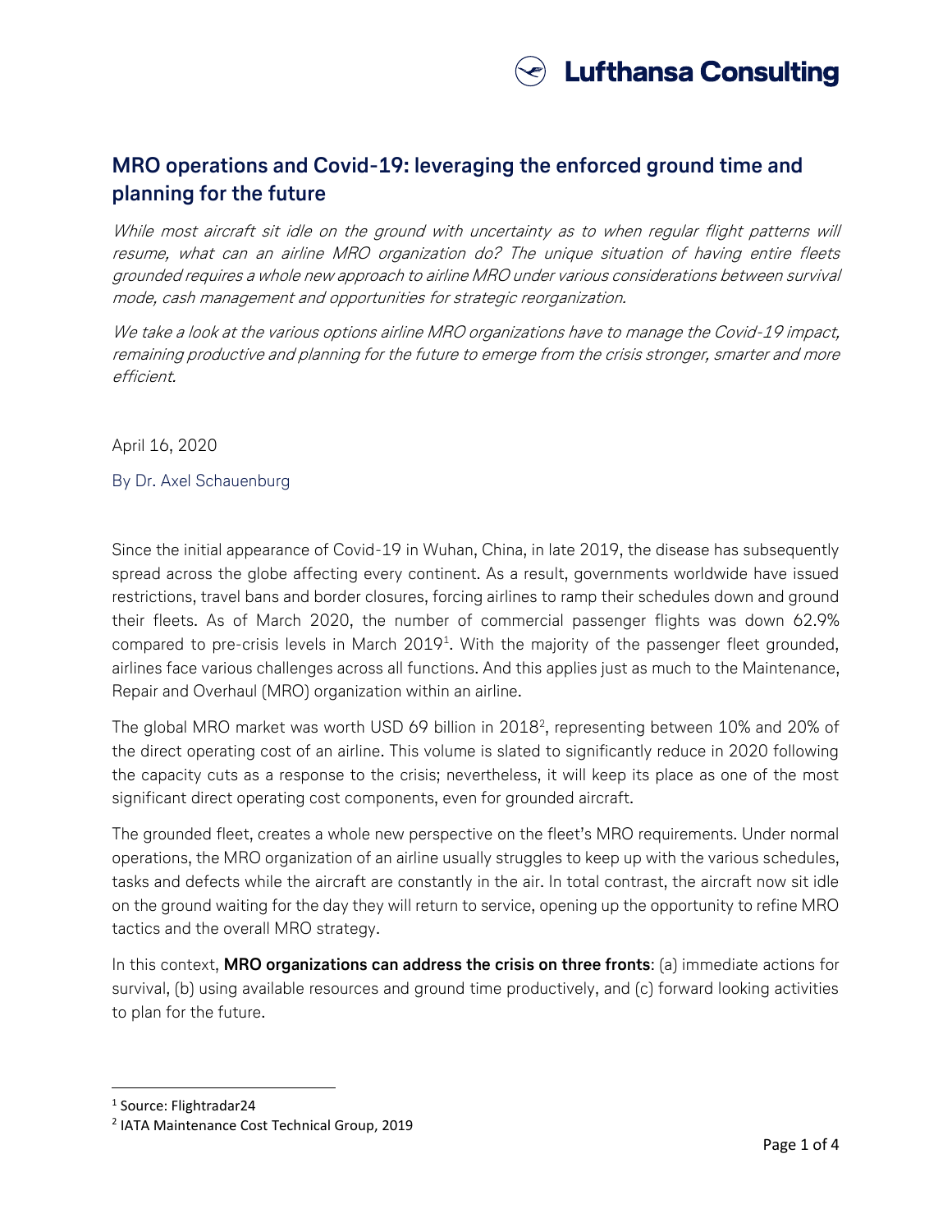Lufthansa Consulting

# MRO operations and Covid-19: leveraging the enforced ground time and planning for the future

*While most aircraft sit idle on the ground with uncertainty as to when regular flight patterns will resume, what can an airline MRO organization do? The unique situation of having entire fleets grounded requires a whole new approach to airline MRO under various considerations between survival mode, cash management and opportunities for strategic reorganization.*

*We take a look at the various options airline MRO organizations have to manage the Covid-19 impact, remaining productive and planning for the future to emerge from the crisis stronger, smarter and more efficient.*

April 16, 2020

By Dr. Axel Schauenburg

Since the initial appearance of Covid-19 in Wuhan, China, in late 2019, the disease has subsequently spread across the globe affecting every continent. As a result, governments worldwide have issued restrictions, travel bans and border closures, forcing airlines to ramp their schedules down and ground their fleets. As of March 2020, the number of commercial passenger flights was down 62.9% compared to pre-crisis levels in March 2019[1]. With the majority of the passenger fleet grounded, airlines face various challenges across all functions. And this applies just as much to the Maintenance, Repair and Overhaul (MRO) organization within an airline.

The global MRO market was worth USD 69 billion in 2018[2], representing between 10% and 20% of the direct operating cost of an airline. This volume is slated to significantly reduce in 2020 following the capacity cuts as a response to the crisis; nevertheless, it will keep its place as one of the most significant direct operating cost components, even for grounded aircraft.

The grounded fleet, creates a whole new perspective on the fleet's MRO requirements. Under normal operations, the MRO organization of an airline usually struggles to keep up with the various schedules, tasks and defects while the aircraft are constantly in the air. In total contrast, the aircraft now sit idle on the ground waiting for the day they will return to service, opening up the opportunity to refine MRO tactics and the overall MRO strategy.

In this context, **MRO organizations can address the crisis on three fronts**: (a) immediate actions for survival, (b) using available resources and ground time productively, and (c) forward looking activities to plan for the future.

---

[1] Source: Flightradar24

[2] IATA Maintenance Cost Technical Group, 2019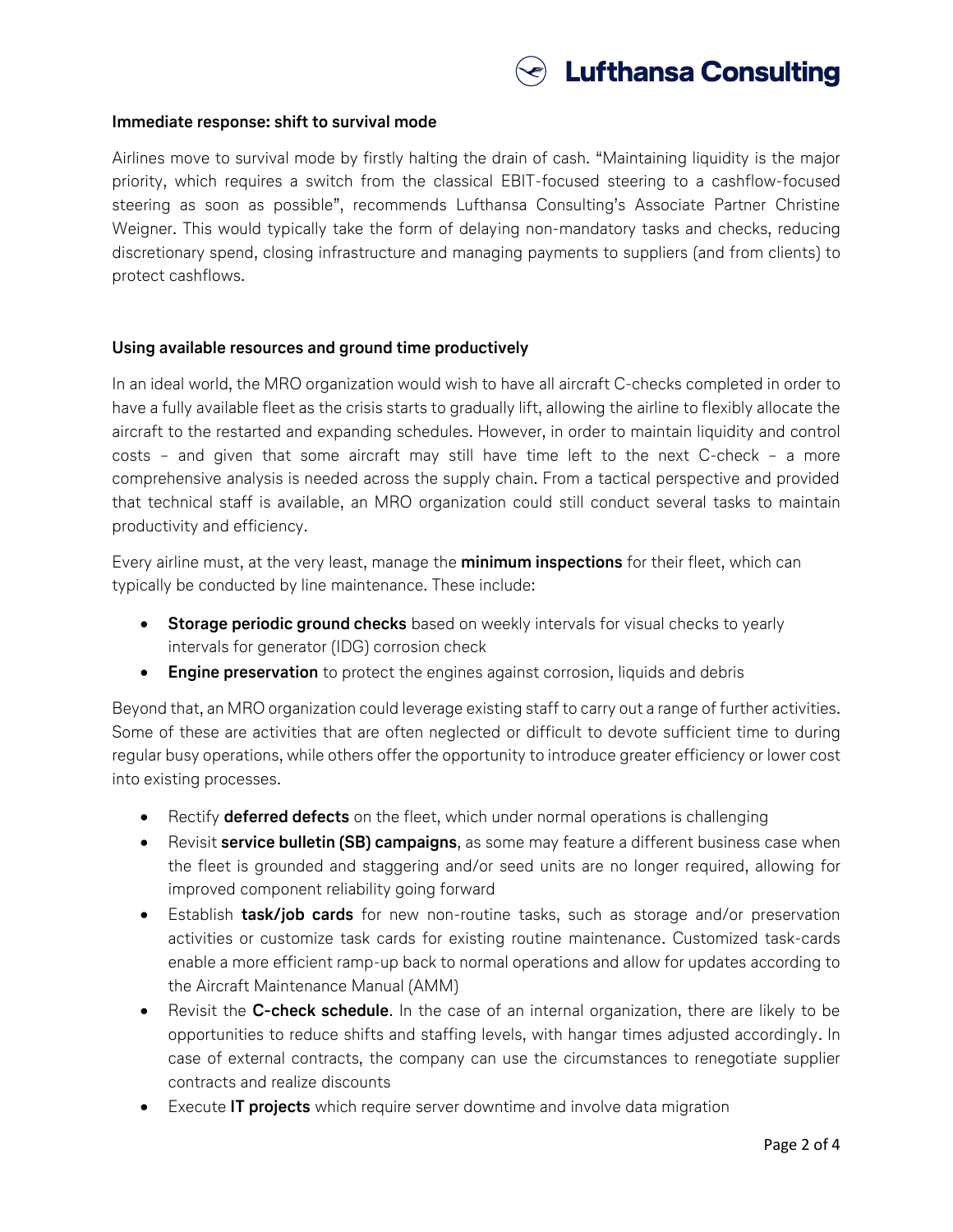### Immediate response: shift to survival mode

Airlines move to survival mode by firstly halting the drain of cash. "Maintaining liquidity is the major priority, which requires a switch from the classical EBIT-focused steering to a cashflow-focused steering as soon as possible", recommends Lufthansa Consulting's Associate Partner Christine Weigner. This would typically take the form of delaying non-mandatory tasks and checks, reducing discretionary spend, closing infrastructure and managing payments to suppliers (and from clients) to protect cashflows.

### Using available resources and ground time productively

In an ideal world, the MRO organization would wish to have all aircraft C-checks completed in order to have a fully available fleet as the crisis starts to gradually lift, allowing the airline to flexibly allocate the aircraft to the restarted and expanding schedules. However, in order to maintain liquidity and control costs – and given that some aircraft may still have time left to the next C-check – a more comprehensive analysis is needed across the supply chain. From a tactical perspective and provided that technical staff is available, an MRO organization could still conduct several tasks to maintain productivity and efficiency.

Every airline must, at the very least, manage the **minimum inspections** for their fleet, which can typically be conducted by line maintenance. These include:

- **Storage periodic ground checks** based on weekly intervals for visual checks to yearly intervals for generator (IDG) corrosion check
- **Engine preservation** to protect the engines against corrosion, liquids and debris

Beyond that, an MRO organization could leverage existing staff to carry out a range of further activities. Some of these are activities that are often neglected or difficult to devote sufficient time to during regular busy operations, while others offer the opportunity to introduce greater efficiency or lower cost into existing processes.

- Rectify **deferred defects** on the fleet, which under normal operations is challenging
- Revisit **service bulletin (SB) campaigns**, as some may feature a different business case when the fleet is grounded and staggering and/or seed units are no longer required, allowing for improved component reliability going forward
- Establish **task/job cards** for new non-routine tasks, such as storage and/or preservation activities or customize task cards for existing routine maintenance. Customized task-cards enable a more efficient ramp-up back to normal operations and allow for updates according to the Aircraft Maintenance Manual (AMM)
- Revisit the **C-check schedule**. In the case of an internal organization, there are likely to be opportunities to reduce shifts and staffing levels, with hangar times adjusted accordingly. In case of external contracts, the company can use the circumstances to renegotiate supplier contracts and realize discounts
- Execute **IT projects** which require server downtime and involve data migration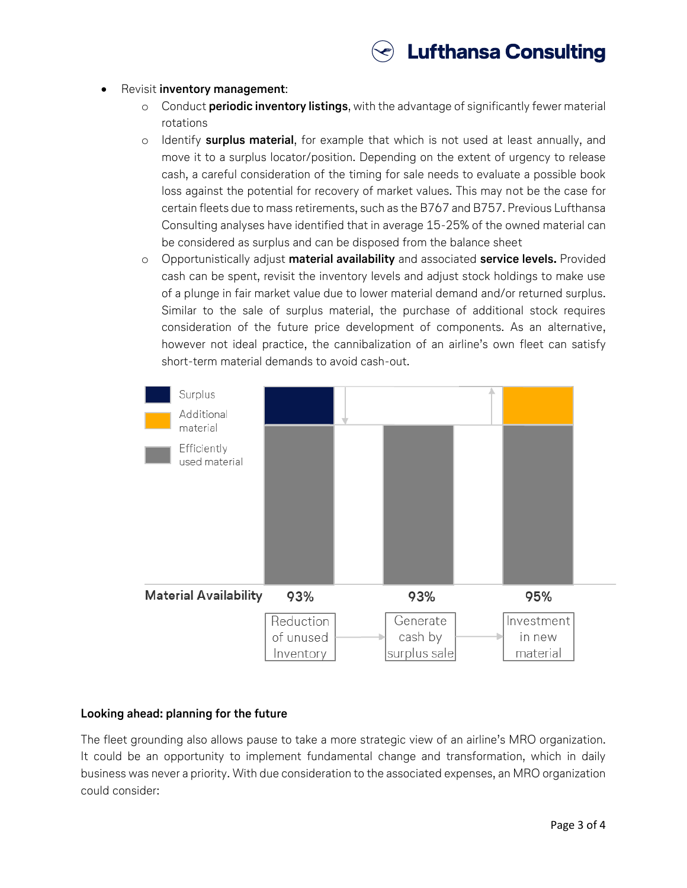- Revisit **inventory management**:
  - Conduct **periodic inventory listings**, with the advantage of significantly fewer material rotations
  - Identify **surplus material**, for example that which is not used at least annually, and move it to a surplus locator/position. Depending on the extent of urgency to release cash, a careful consideration of the timing for sale needs to evaluate a possible book loss against the potential for recovery of market values. This may not be the case for certain fleets due to mass retirements, such as the B767 and B757. Previous Lufthansa Consulting analyses have identified that in average 15-25% of the owned material can be considered as surplus and can be disposed from the balance sheet
  - Opportunistically adjust **material availability** and associated **service levels.** Provided cash can be spent, revisit the inventory levels and adjust stock holdings to make use of a plunge in fair market value due to lower material demand and/or returned surplus. Similar to the sale of surplus material, the purchase of additional stock requires consideration of the future price development of components. As an alternative, however not ideal practice, the cannibalization of an airline's own fleet can satisfy short-term material demands to avoid cash-out.

Surplus | Additional material | Efficiently used material

| | Reduction of unused Inventory | Generate cash by surplus sale | Investment in new material |
|---|---|---|---|
| Material Availability | 93% | 93% | 95% |

### Looking ahead: planning for the future

The fleet grounding also allows pause to take a more strategic view of an airline's MRO organization. It could be an opportunity to implement fundamental change and transformation, which in daily business was never a priority. With due consideration to the associated expenses, an MRO organization could consider: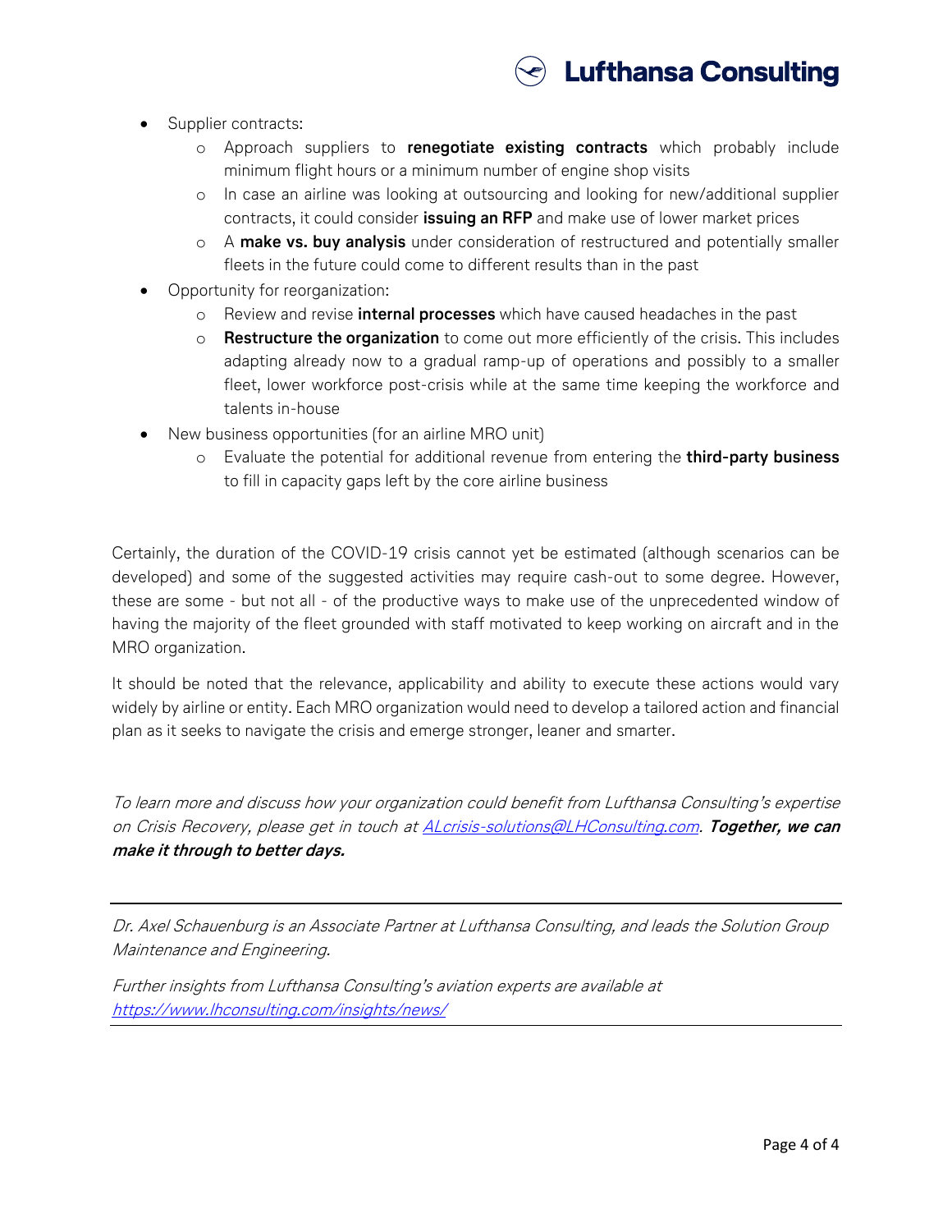- Supplier contracts:
  - Approach suppliers to **renegotiate existing contracts** which probably include minimum flight hours or a minimum number of engine shop visits
  - In case an airline was looking at outsourcing and looking for new/additional supplier contracts, it could consider **issuing an RFP** and make use of lower market prices
  - A **make vs. buy analysis** under consideration of restructured and potentially smaller fleets in the future could come to different results than in the past
- Opportunity for reorganization:
  - Review and revise **internal processes** which have caused headaches in the past
  - **Restructure the organization** to come out more efficiently of the crisis. This includes adapting already now to a gradual ramp-up of operations and possibly to a smaller fleet, lower workforce post-crisis while at the same time keeping the workforce and talents in-house
- New business opportunities (for an airline MRO unit)
  - Evaluate the potential for additional revenue from entering the **third-party business** to fill in capacity gaps left by the core airline business

Certainly, the duration of the COVID-19 crisis cannot yet be estimated (although scenarios can be developed) and some of the suggested activities may require cash-out to some degree. However, these are some - but not all - of the productive ways to make use of the unprecedented window of having the majority of the fleet grounded with staff motivated to keep working on aircraft and in the MRO organization.

It should be noted that the relevance, applicability and ability to execute these actions would vary widely by airline or entity. Each MRO organization would need to develop a tailored action and financial plan as it seeks to navigate the crisis and emerge stronger, leaner and smarter.

*To learn more and discuss how your organization could benefit from Lufthansa Consulting's expertise on Crisis Recovery, please get in touch at [ALcrisis-solutions@LHConsulting.com](mailto:ALcrisis-solutions@LHConsulting.com).* ***Together, we can make it through to better days.***

---

*Dr. Axel Schauenburg is an Associate Partner at Lufthansa Consulting, and leads the Solution Group Maintenance and Engineering.*

*Further insights from Lufthansa Consulting's aviation experts are available at [https://www.lhconsulting.com/insights/news/](https://www.lhconsulting.com/insights/news/)*